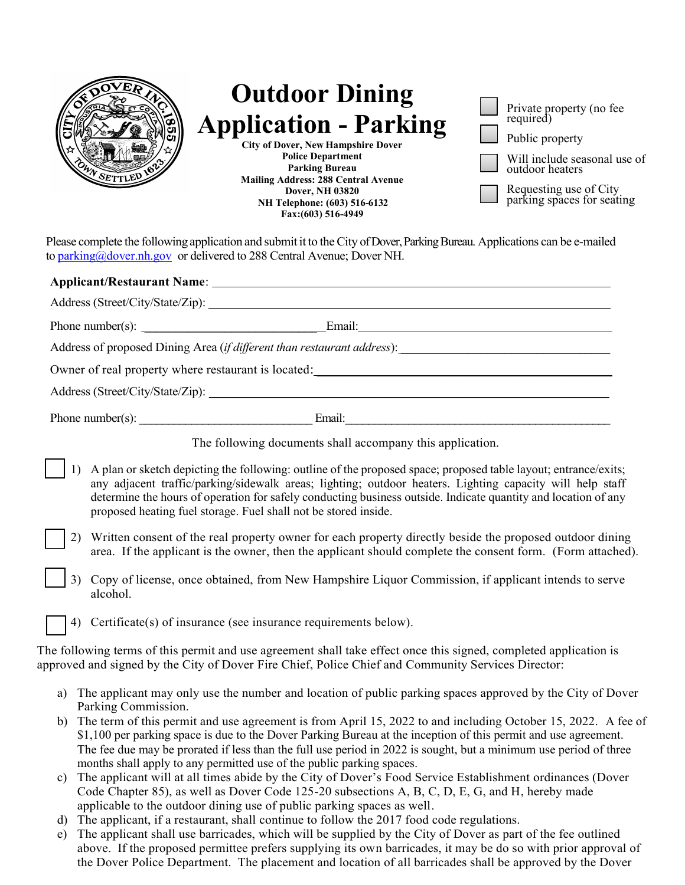# Outdoor Dining Application - Parking

**City of Dover, New Hampshire Dover Police Department**
**Parking Bureau**
**Mailing Address: 288 Central Avenue**
**Dover, NH 03820**
**NH Telephone: (603) 516-6132**
**Fax:(603) 516-4949**

- ☐ Private property (no fee required)
- ☐ Public property
- ☐ Will include seasonal use of outdoor heaters
- ☐ Requesting use of City parking spaces for seating

Please complete the following application and submit it to the City of Dover, Parking Bureau. Applications can be e-mailed to parking@dover.nh.gov or delivered to 288 Central Avenue; Dover NH.

**Applicant/Restaurant Name**: ____________________

Address (Street/City/State/Zip): ____________________

Phone number(s): ____________________ Email: ____________________

Address of proposed Dining Area (*if different than restaurant address*): ____________________

Owner of real property where restaurant is located: ____________________

Address (Street/City/State/Zip): ____________________

Phone number(s): ____________________ Email: ____________________

The following documents shall accompany this application.

- ☐ 1) A plan or sketch depicting the following: outline of the proposed space; proposed table layout; entrance/exits; any adjacent traffic/parking/sidewalk areas; lighting; outdoor heaters. Lighting capacity will help staff determine the hours of operation for safely conducting business outside. Indicate quantity and location of any proposed heating fuel storage. Fuel shall not be stored inside.
- ☐ 2) Written consent of the real property owner for each property directly beside the proposed outdoor dining area. If the applicant is the owner, then the applicant should complete the consent form. (Form attached).
- ☐ 3) Copy of license, once obtained, from New Hampshire Liquor Commission, if applicant intends to serve alcohol.
- ☐ 4) Certificate(s) of insurance (see insurance requirements below).

The following terms of this permit and use agreement shall take effect once this signed, completed application is approved and signed by the City of Dover Fire Chief, Police Chief and Community Services Director:

a) The applicant may only use the number and location of public parking spaces approved by the City of Dover Parking Commission.

b) The term of this permit and use agreement is from April 15, 2022 to and including October 15, 2022. A fee of $1,100 per parking space is due to the Dover Parking Bureau at the inception of this permit and use agreement. The fee due may be prorated if less than the full use period in 2022 is sought, but a minimum use period of three months shall apply to any permitted use of the public parking spaces.

c) The applicant will at all times abide by the City of Dover's Food Service Establishment ordinances (Dover Code Chapter 85), as well as Dover Code 125-20 subsections A, B, C, D, E, G, and H, hereby made applicable to the outdoor dining use of public parking spaces as well.

d) The applicant, if a restaurant, shall continue to follow the 2017 food code regulations.

e) The applicant shall use barricades, which will be supplied by the City of Dover as part of the fee outlined above. If the proposed permittee prefers supplying its own barricades, it may be do so with prior approval of the Dover Police Department. The placement and location of all barricades shall be approved by the Dover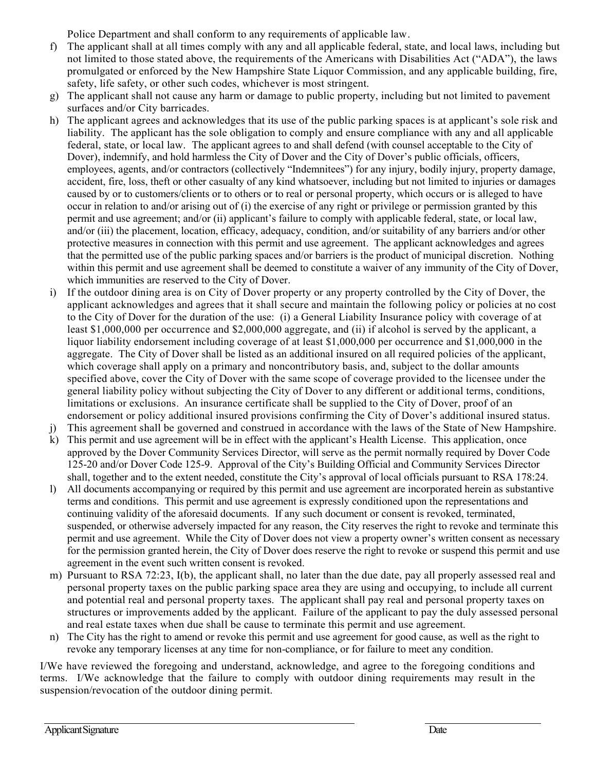Police Department and shall conform to any requirements of applicable law.

f) The applicant shall at all times comply with any and all applicable federal, state, and local laws, including but not limited to those stated above, the requirements of the Americans with Disabilities Act ("ADA"), the laws promulgated or enforced by the New Hampshire State Liquor Commission, and any applicable building, fire, safety, life safety, or other such codes, whichever is most stringent.

g) The applicant shall not cause any harm or damage to public property, including but not limited to pavement surfaces and/or City barricades.

h) The applicant agrees and acknowledges that its use of the public parking spaces is at applicant's sole risk and liability. The applicant has the sole obligation to comply and ensure compliance with any and all applicable federal, state, or local law. The applicant agrees to and shall defend (with counsel acceptable to the City of Dover), indemnify, and hold harmless the City of Dover and the City of Dover's public officials, officers, employees, agents, and/or contractors (collectively "Indemnitees") for any injury, bodily injury, property damage, accident, fire, loss, theft or other casualty of any kind whatsoever, including but not limited to injuries or damages caused by or to customers/clients or to others or to real or personal property, which occurs or is alleged to have occur in relation to and/or arising out of (i) the exercise of any right or privilege or permission granted by this permit and use agreement; and/or (ii) applicant's failure to comply with applicable federal, state, or local law, and/or (iii) the placement, location, efficacy, adequacy, condition, and/or suitability of any barriers and/or other protective measures in connection with this permit and use agreement. The applicant acknowledges and agrees that the permitted use of the public parking spaces and/or barriers is the product of municipal discretion. Nothing within this permit and use agreement shall be deemed to constitute a waiver of any immunity of the City of Dover, which immunities are reserved to the City of Dover.

i) If the outdoor dining area is on City of Dover property or any property controlled by the City of Dover, the applicant acknowledges and agrees that it shall secure and maintain the following policy or policies at no cost to the City of Dover for the duration of the use: (i) a General Liability Insurance policy with coverage of at least $1,000,000 per occurrence and $2,000,000 aggregate, and (ii) if alcohol is served by the applicant, a liquor liability endorsement including coverage of at least $1,000,000 per occurrence and $1,000,000 in the aggregate. The City of Dover shall be listed as an additional insured on all required policies of the applicant, which coverage shall apply on a primary and noncontributory basis, and, subject to the dollar amounts specified above, cover the City of Dover with the same scope of coverage provided to the licensee under the general liability policy without subjecting the City of Dover to any different or additional terms, conditions, limitations or exclusions. An insurance certificate shall be supplied to the City of Dover, proof of an endorsement or policy additional insured provisions confirming the City of Dover's additional insured status.

j) This agreement shall be governed and construed in accordance with the laws of the State of New Hampshire.

k) This permit and use agreement will be in effect with the applicant's Health License. This application, once approved by the Dover Community Services Director, will serve as the permit normally required by Dover Code 125-20 and/or Dover Code 125-9. Approval of the City's Building Official and Community Services Director shall, together and to the extent needed, constitute the City's approval of local officials pursuant to RSA 178:24.

l) All documents accompanying or required by this permit and use agreement are incorporated herein as substantive terms and conditions. This permit and use agreement is expressly conditioned upon the representations and continuing validity of the aforesaid documents. If any such document or consent is revoked, terminated, suspended, or otherwise adversely impacted for any reason, the City reserves the right to revoke and terminate this permit and use agreement. While the City of Dover does not view a property owner's written consent as necessary for the permission granted herein, the City of Dover does reserve the right to revoke or suspend this permit and use agreement in the event such written consent is revoked.

m) Pursuant to RSA 72:23, I(b), the applicant shall, no later than the due date, pay all properly assessed real and personal property taxes on the public parking space area they are using and occupying, to include all current and potential real and personal property taxes. The applicant shall pay real and personal property taxes on structures or improvements added by the applicant. Failure of the applicant to pay the duly assessed personal and real estate taxes when due shall be cause to terminate this permit and use agreement.

n) The City has the right to amend or revoke this permit and use agreement for good cause, as well as the right to revoke any temporary licenses at any time for non-compliance, or for failure to meet any condition.

I/We have reviewed the foregoing and understand, acknowledge, and agree to the foregoing conditions and terms. I/We acknowledge that the failure to comply with outdoor dining requirements may result in the suspension/revocation of the outdoor dining permit.

Applicant Signature ______________________ Date ____________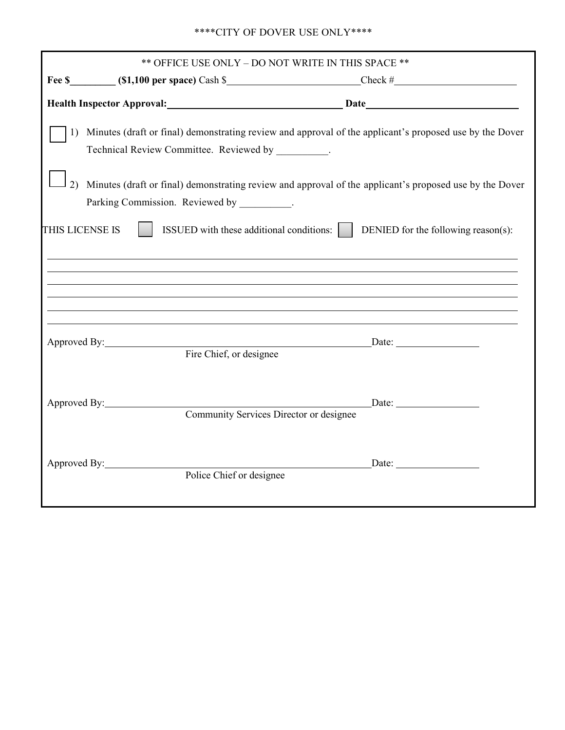****CITY OF DOVER USE ONLY****

** OFFICE USE ONLY – DO NOT WRITE IN THIS SPACE **

**Fee $_________ ($1,100 per space)** Cash $__________________________ Check #________________________

**Health Inspector Approval:**__________________________________ **Date**______________________________

☐ 1) Minutes (draft or final) demonstrating review and approval of the applicant's proposed use by the Dover Technical Review Committee. Reviewed by __________.

☐ 2) Minutes (draft or final) demonstrating review and approval of the applicant's proposed use by the Dover Parking Commission. Reviewed by __________.

THIS LICENSE IS ☐ ISSUED with these additional conditions: ☐ DENIED for the following reason(s):

______________________________________________________________________________

______________________________________________________________________________

______________________________________________________________________________

______________________________________________________________________________

______________________________________________________________________________

______________________________________________________________________________

Approved By:_______________________________________________ Date: ________________
Fire Chief, or designee

Approved By:_______________________________________________ Date: ________________
Community Services Director or designee

Approved By:_______________________________________________ Date: ________________
Police Chief or designee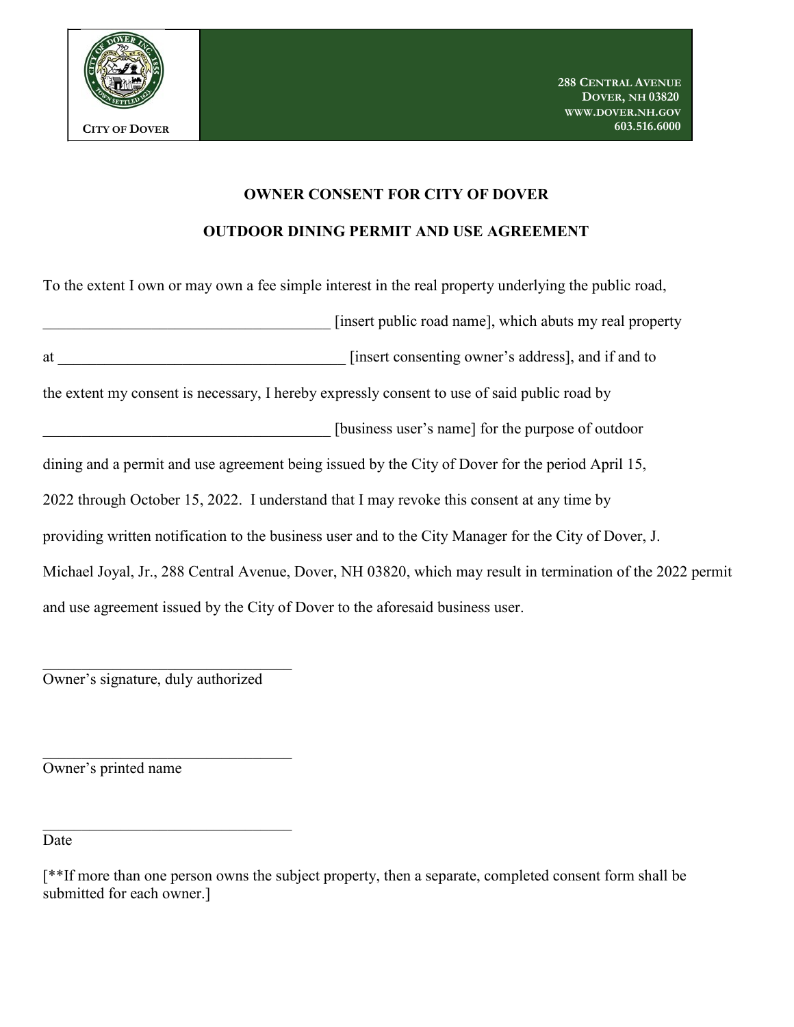CITY OF DOVER

288 CENTRAL AVENUE
DOVER, NH 03820
WWW.DOVER.NH.GOV
603.516.6000

**OWNER CONSENT FOR CITY OF DOVER**

**OUTDOOR DINING PERMIT AND USE AGREEMENT**

To the extent I own or may own a fee simple interest in the real property underlying the public road, ______________________________________ [insert public road name], which abuts my real property at ______________________________________ [insert consenting owner's address], and if and to the extent my consent is necessary, I hereby expressly consent to use of said public road by ______________________________________ [business user's name] for the purpose of outdoor dining and a permit and use agreement being issued by the City of Dover for the period April 15, 2022 through October 15, 2022. I understand that I may revoke this consent at any time by providing written notification to the business user and to the City Manager for the City of Dover, J. Michael Joyal, Jr., 288 Central Avenue, Dover, NH 03820, which may result in termination of the 2022 permit and use agreement issued by the City of Dover to the aforesaid business user.

_________________________________
Owner's signature, duly authorized

_________________________________
Owner's printed name

_________________________________
Date

[**If more than one person owns the subject property, then a separate, completed consent form shall be submitted for each owner.]